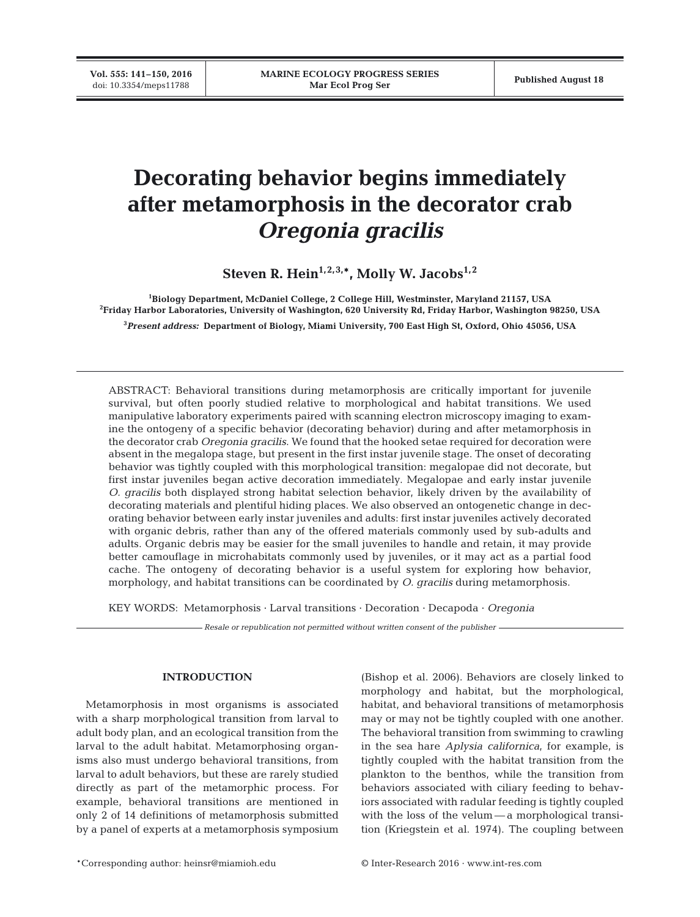# Decorating behavior begins immediately after metamorphosis in the decorator crab *Oregonia gracilis*

**Steven R. Hein[1,2,3,*], Molly W. Jacobs[1,2]**

[1]Biology Department, McDaniel College, 2 College Hill, Westminster, Maryland 21157, USA
[2]Friday Harbor Laboratories, University of Washington, 620 University Rd, Friday Harbor, Washington 98250, USA

[3]*Present address:* Department of Biology, Miami University, 700 East High St, Oxford, Ohio 45056, USA

ABSTRACT: Behavioral transitions during metamorphosis are critically important for juvenile survival, but often poorly studied relative to morphological and habitat transitions. We used manipulative laboratory experiments paired with scanning electron microscopy imaging to examine the ontogeny of a specific behavior (decorating behavior) during and after metamorphosis in the decorator crab *Oregonia gracilis*. We found that the hooked setae required for decoration were absent in the megalopa stage, but present in the first instar juvenile stage. The onset of decorating behavior was tightly coupled with this morphological transition: megalopae did not decorate, but first instar juveniles began active decoration immediately. Megalopae and early instar juvenile *O. gracilis* both displayed strong habitat selection behavior, likely driven by the availability of decorating materials and plentiful hiding places. We also observed an ontogenetic change in decorating behavior between early instar juveniles and adults: first instar juveniles actively decorated with organic debris, rather than any of the offered materials commonly used by sub-adults and adults. Organic debris may be easier for the small juveniles to handle and retain, it may provide better camouflage in microhabitats commonly used by juveniles, or it may act as a partial food cache. The ontogeny of decorating behavior is a useful system for exploring how behavior, morphology, and habitat transitions can be coordinated by *O. gracilis* during metamorphosis.

KEY WORDS: Metamorphosis · Larval transitions · Decoration · Decapoda · *Oregonia*

*Resale or republication not permitted without written consent of the publisher*

## INTRODUCTION

Metamorphosis in most organisms is associated with a sharp morphological transition from larval to adult body plan, and an ecological transition from the larval to the adult habitat. Metamorphosing organisms also must undergo behavioral transitions, from larval to adult behaviors, but these are rarely studied directly as part of the metamorphic process. For example, behavioral transitions are mentioned in only 2 of 14 definitions of metamorphosis submitted by a panel of experts at a metamorphosis symposium (Bishop et al. 2006). Behaviors are closely linked to morphology and habitat, but the morphological, habitat, and behavioral transitions of metamorphosis may or may not be tightly coupled with one another. The behavioral transition from swimming to crawling in the sea hare *Aplysia californica*, for example, is tightly coupled with the habitat transition from the plankton to the benthos, while the transition from behaviors associated with ciliary feeding to behaviors associated with radular feeding is tightly coupled with the loss of the velum — a morphological transition (Kriegstein et al. 1974). The coupling between

*Corresponding author: heinsr@miamioh.edu

© Inter-Research 2016 · www.int-res.com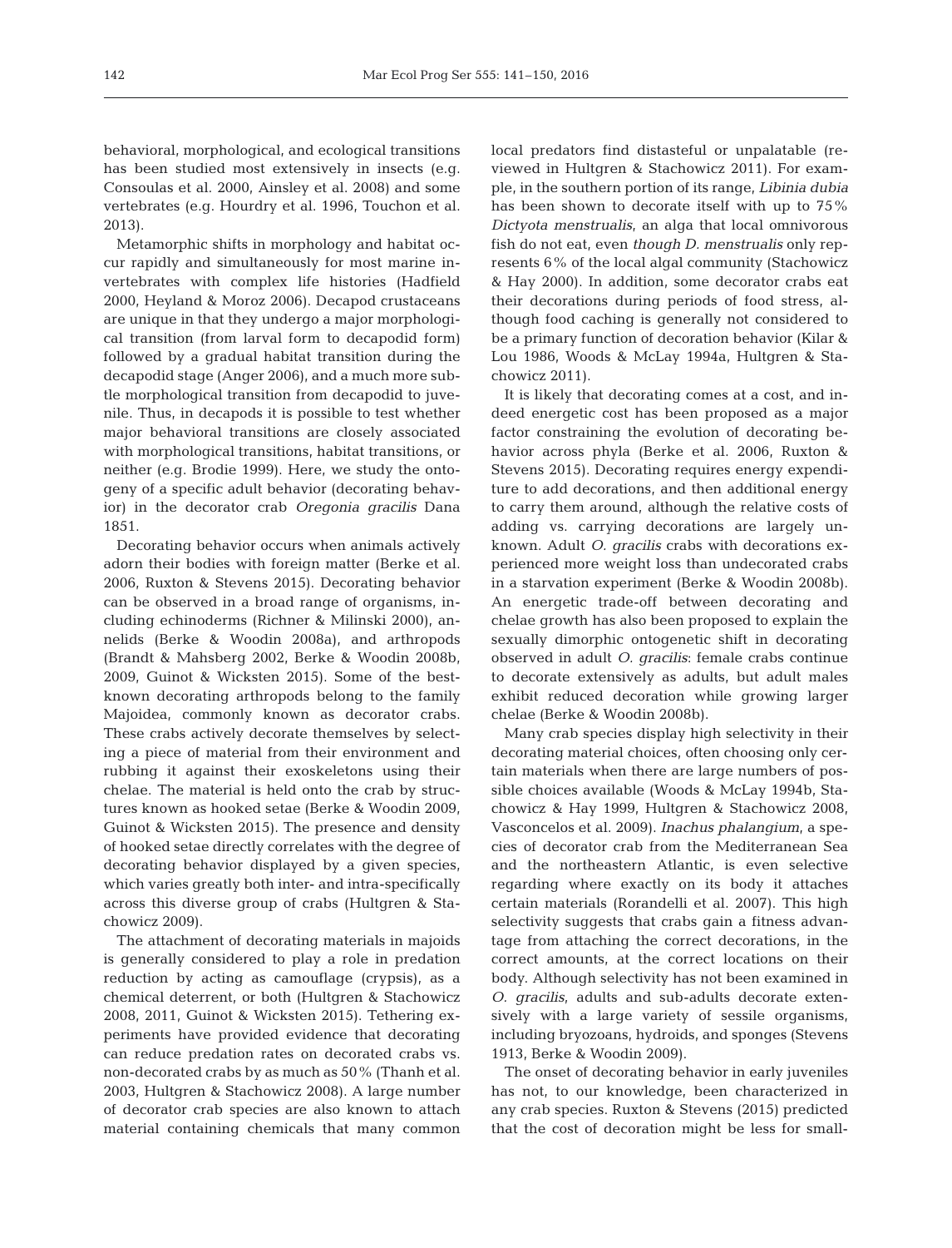behavioral, morphological, and ecological transitions has been studied most extensively in insects (e.g. Consoulas et al. 2000, Ainsley et al. 2008) and some vertebrates (e.g. Hourdry et al. 1996, Touchon et al. 2013).

Metamorphic shifts in morphology and habitat occur rapidly and simultaneously for most marine invertebrates with complex life histories (Hadfield 2000, Heyland & Moroz 2006). Decapod crustaceans are unique in that they undergo a major morphological transition (from larval form to decapodid form) followed by a gradual habitat transition during the decapodid stage (Anger 2006), and a much more subtle morphological transition from decapodid to juvenile. Thus, in decapods it is possible to test whether major behavioral transitions are closely associated with morphological transitions, habitat transitions, or neither (e.g. Brodie 1999). Here, we study the ontogeny of a specific adult behavior (decorating behavior) in the decorator crab *Oregonia gracilis* Dana 1851.

Decorating behavior occurs when animals actively adorn their bodies with foreign matter (Berke et al. 2006, Ruxton & Stevens 2015). Decorating behavior can be observed in a broad range of organisms, including echinoderms (Richner & Milinski 2000), annelids (Berke & Woodin 2008a), and arthropods (Brandt & Mahsberg 2002, Berke & Woodin 2008b, 2009, Guinot & Wicksten 2015). Some of the best-known decorating arthropods belong to the family Majoidea, commonly known as decorator crabs. These crabs actively decorate themselves by selecting a piece of material from their environment and rubbing it against their exoskeletons using their chelae. The material is held onto the crab by structures known as hooked setae (Berke & Woodin 2009, Guinot & Wicksten 2015). The presence and density of hooked setae directly correlates with the degree of decorating behavior displayed by a given species, which varies greatly both inter- and intra-specifically across this diverse group of crabs (Hultgren & Stachowicz 2009).

The attachment of decorating materials in majoids is generally considered to play a role in predation reduction by acting as camouflage (crypsis), as a chemical deterrent, or both (Hultgren & Stachowicz 2008, 2011, Guinot & Wicksten 2015). Tethering experiments have provided evidence that decorating can reduce predation rates on decorated crabs vs. non-decorated crabs by as much as 50% (Thanh et al. 2003, Hultgren & Stachowicz 2008). A large number of decorator crab species are also known to attach material containing chemicals that many common local predators find distasteful or unpalatable (reviewed in Hultgren & Stachowicz 2011). For example, in the southern portion of its range, *Libinia dubia* has been shown to decorate itself with up to 75% *Dictyota menstrualis*, an alga that local omnivorous fish do not eat, even though *D. menstrualis* only represents 6% of the local algal community (Stachowicz & Hay 2000). In addition, some decorator crabs eat their decorations during periods of food stress, although food caching is generally not considered to be a primary function of decoration behavior (Kilar & Lou 1986, Woods & McLay 1994a, Hultgren & Stachowicz 2011).

It is likely that decorating comes at a cost, and indeed energetic cost has been proposed as a major factor constraining the evolution of decorating behavior across phyla (Berke et al. 2006, Ruxton & Stevens 2015). Decorating requires energy expenditure to add decorations, and then additional energy to carry them around, although the relative costs of adding vs. carrying decorations are largely unknown. Adult *O. gracilis* crabs with decorations experienced more weight loss than undecorated crabs in a starvation experiment (Berke & Woodin 2008b). An energetic trade-off between decorating and chelae growth has also been proposed to explain the sexually dimorphic ontogenetic shift in decorating observed in adult *O. gracilis*: female crabs continue to decorate extensively as adults, but adult males exhibit reduced decoration while growing larger chelae (Berke & Woodin 2008b).

Many crab species display high selectivity in their decorating material choices, often choosing only certain materials when there are large numbers of possible choices available (Woods & McLay 1994b, Stachowicz & Hay 1999, Hultgren & Stachowicz 2008, Vasconcelos et al. 2009). *Inachus phalangium*, a species of decorator crab from the Mediterranean Sea and the northeastern Atlantic, is even selective regarding where exactly on its body it attaches certain materials (Rorandelli et al. 2007). This high selectivity suggests that crabs gain a fitness advantage from attaching the correct decorations, in the correct amounts, at the correct locations on their body. Although selectivity has not been examined in *O. gracilis*, adults and sub-adults decorate extensively with a large variety of sessile organisms, including bryozoans, hydroids, and sponges (Stevens 1913, Berke & Woodin 2009).

The onset of decorating behavior in early juveniles has not, to our knowledge, been characterized in any crab species. Ruxton & Stevens (2015) predicted that the cost of decoration might be less for small-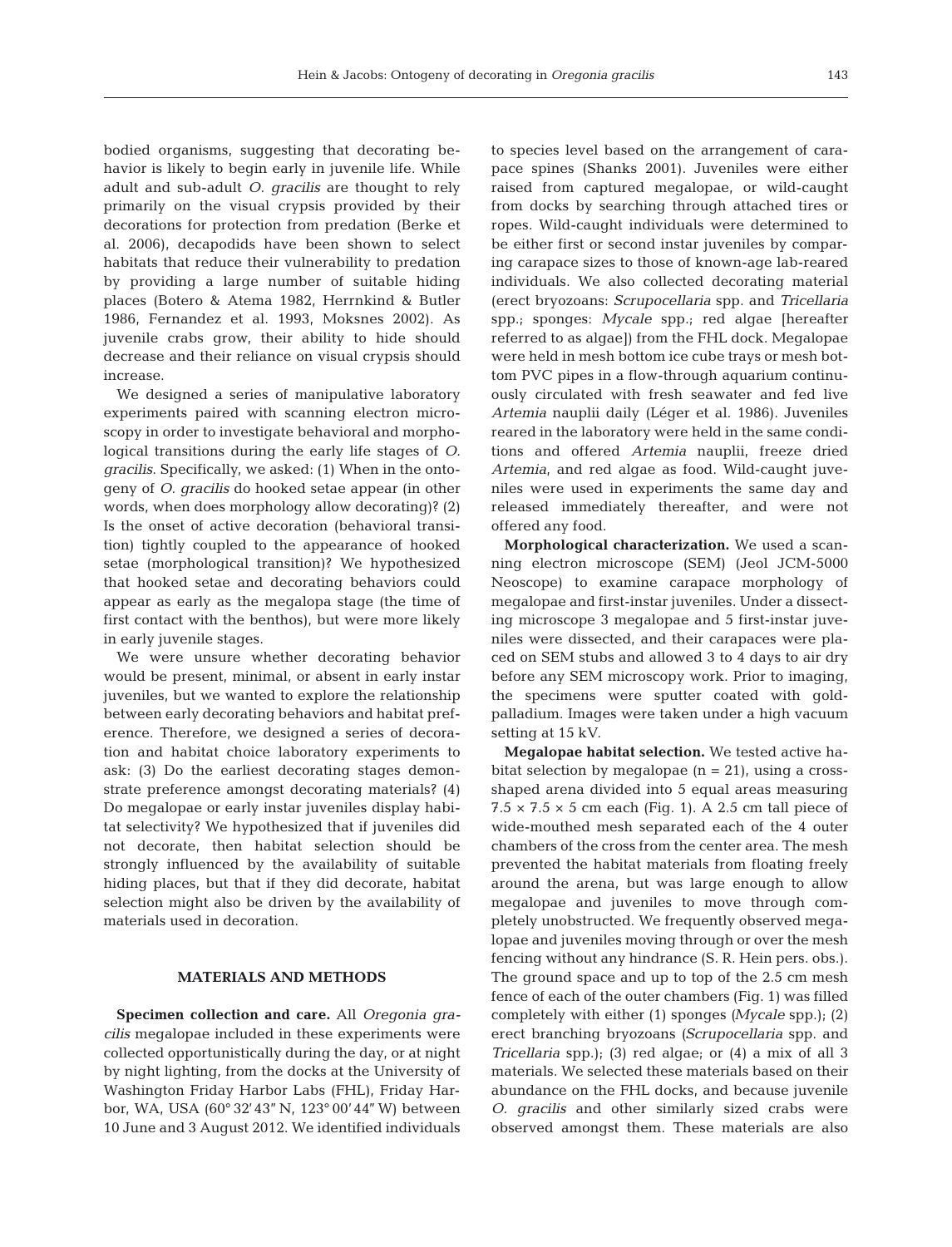bodied organisms, suggesting that decorating behavior is likely to begin early in juvenile life. While adult and sub-adult *O. gracilis* are thought to rely primarily on the visual crypsis provided by their decorations for protection from predation (Berke et al. 2006), decapodids have been shown to select habitats that reduce their vulnerability to predation by providing a large number of suitable hiding places (Botero & Atema 1982, Herrnkind & Butler 1986, Fernandez et al. 1993, Moksnes 2002). As juvenile crabs grow, their ability to hide should decrease and their reliance on visual crypsis should increase.

We designed a series of manipulative laboratory experiments paired with scanning electron microscopy in order to investigate behavioral and morphological transitions during the early life stages of *O. gracilis*. Specifically, we asked: (1) When in the ontogeny of *O. gracilis* do hooked setae appear (in other words, when does morphology allow decorating)? (2) Is the onset of active decoration (behavioral transition) tightly coupled to the appearance of hooked setae (morphological transition)? We hypothesized that hooked setae and decorating behaviors could appear as early as the megalopa stage (the time of first contact with the benthos), but were more likely in early juvenile stages.

We were unsure whether decorating behavior would be present, minimal, or absent in early instar juveniles, but we wanted to explore the relationship between early decorating behaviors and habitat preference. Therefore, we designed a series of decoration and habitat choice laboratory experiments to ask: (3) Do the earliest decorating stages demonstrate preference amongst decorating materials? (4) Do megalopae or early instar juveniles display habitat selectivity? We hypothesized that if juveniles did not decorate, then habitat selection should be strongly influenced by the availability of suitable hiding places, but that if they did decorate, habitat selection might also be driven by the availability of materials used in decoration.

## MATERIALS AND METHODS

**Specimen collection and care.** All *Oregonia gracilis* megalopae included in these experiments were collected opportunistically during the day, or at night by night lighting, from the docks at the University of Washington Friday Harbor Labs (FHL), Friday Harbor, WA, USA (60° 32′ 43″ N, 123° 00′ 44″ W) between 10 June and 3 August 2012. We identified individuals to species level based on the arrangement of carapace spines (Shanks 2001). Juveniles were either raised from captured megalopae, or wild-caught from docks by searching through attached tires or ropes. Wild-caught individuals were determined to be either first or second instar juveniles by comparing carapace sizes to those of known-age lab-reared individuals. We also collected decorating material (erect bryozoans: *Scrupocellaria* spp. and *Tricellaria* spp.; sponges: *Mycale* spp.; red algae [hereafter referred to as algae]) from the FHL dock. Megalopae were held in mesh bottom ice cube trays or mesh bottom PVC pipes in a flow-through aquarium continuously circulated with fresh seawater and fed live *Artemia* nauplii daily (Léger et al. 1986). Juveniles reared in the laboratory were held in the same conditions and offered *Artemia* nauplii, freeze dried *Artemia*, and red algae as food. Wild-caught juveniles were used in experiments the same day and released immediately thereafter, and were not offered any food.

**Morphological characterization.** We used a scanning electron microscope (SEM) (Jeol JCM-5000 Neoscope) to examine carapace morphology of megalopae and first-instar juveniles. Under a dissecting microscope 3 megalopae and 5 first-instar juveniles were dissected, and their carapaces were placed on SEM stubs and allowed 3 to 4 days to air dry before any SEM microscopy work. Prior to imaging, the specimens were sputter coated with gold-palladium. Images were taken under a high vacuum setting at 15 kV.

**Megalopae habitat selection.** We tested active habitat selection by megalopae (n = 21), using a cross-shaped arena divided into 5 equal areas measuring 7.5 × 7.5 × 5 cm each (Fig. 1). A 2.5 cm tall piece of wide-mouthed mesh separated each of the 4 outer chambers of the cross from the center area. The mesh prevented the habitat materials from floating freely around the arena, but was large enough to allow megalopae and juveniles to move through completely unobstructed. We frequently observed megalopae and juveniles moving through or over the mesh fencing without any hindrance (S. R. Hein pers. obs.). The ground space and up to top of the 2.5 cm mesh fence of each of the outer chambers (Fig. 1) was filled completely with either (1) sponges (*Mycale* spp.); (2) erect branching bryozoans (*Scrupocellaria* spp. and *Tricellaria* spp.); (3) red algae; or (4) a mix of all 3 materials. We selected these materials based on their abundance on the FHL docks, and because juvenile *O. gracilis* and other similarly sized crabs were observed amongst them. These materials are also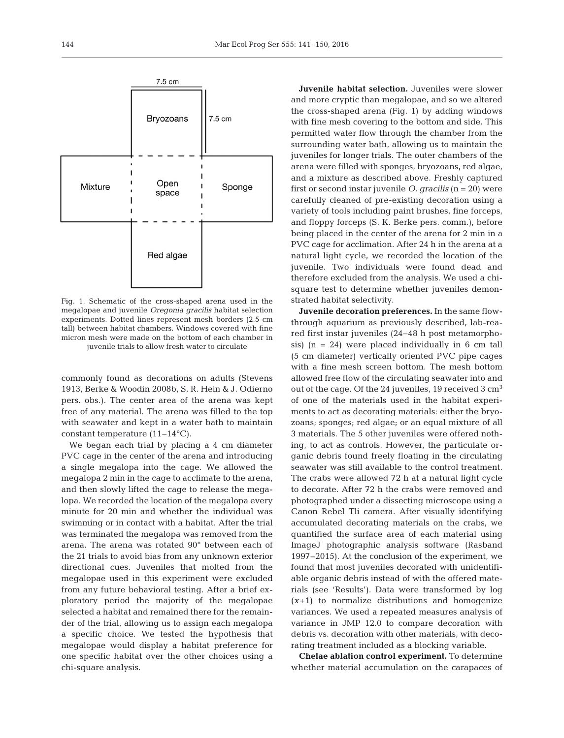Fig. 1. Schematic of the cross-shaped arena used in the megalopae and juvenile *Oregonia gracilis* habitat selection experiments. Dotted lines represent mesh borders (2.5 cm tall) between habitat chambers. Windows covered with fine micron mesh were made on the bottom of each chamber in juvenile trials to allow fresh water to circulate

commonly found as decorations on adults (Stevens 1913, Berke & Woodin 2008b, S. R. Hein & J. Odierno pers. obs.). The center area of the arena was kept free of any material. The arena was filled to the top with seawater and kept in a water bath to maintain constant temperature (11–14°C).

We began each trial by placing a 4 cm diameter PVC cage in the center of the arena and introducing a single megalopa into the cage. We allowed the megalopa 2 min in the cage to acclimate to the arena, and then slowly lifted the cage to release the megalopa. We recorded the location of the megalopa every minute for 20 min and whether the individual was swimming or in contact with a habitat. After the trial was terminated the megalopa was removed from the arena. The arena was rotated 90° between each of the 21 trials to avoid bias from any unknown exterior directional cues. Juveniles that molted from the megalopae used in this experiment were excluded from any future behavioral testing. After a brief exploratory period the majority of the megalopae selected a habitat and remained there for the remainder of the trial, allowing us to assign each megalopa a specific choice. We tested the hypothesis that megalopae would display a habitat preference for one specific habitat over the other choices using a chi-square analysis.

**Juvenile habitat selection.** Juveniles were slower and more cryptic than megalopae, and so we altered the cross-shaped arena (Fig. 1) by adding windows with fine mesh covering to the bottom and side. This permitted water flow through the chamber from the surrounding water bath, allowing us to maintain the juveniles for longer trials. The outer chambers of the arena were filled with sponges, bryozoans, red algae, and a mixture as described above. Freshly captured first or second instar juvenile *O. gracilis* (n = 20) were carefully cleaned of pre-existing decoration using a variety of tools including paint brushes, fine forceps, and floppy forceps (S. K. Berke pers. comm.), before being placed in the center of the arena for 2 min in a PVC cage for acclimation. After 24 h in the arena at a natural light cycle, we recorded the location of the juvenile. Two individuals were found dead and therefore excluded from the analysis. We used a chi-square test to determine whether juveniles demonstrated habitat selectivity.

**Juvenile decoration preferences.** In the same flow-through aquarium as previously described, lab-reared first instar juveniles (24–48 h post metamorphosis) (n = 24) were placed individually in 6 cm tall (5 cm diameter) vertically oriented PVC pipe cages with a fine mesh screen bottom. The mesh bottom allowed free flow of the circulating seawater into and out of the cage. Of the 24 juveniles, 19 received 3 $cm^3$ of one of the materials used in the habitat experiments to act as decorating materials: either the bryozoans; sponges; red algae; or an equal mixture of all 3 materials. The 5 other juveniles were offered nothing, to act as controls. However, the particulate organic debris found freely floating in the circulating seawater was still available to the control treatment. The crabs were allowed 72 h at a natural light cycle to decorate. After 72 h the crabs were removed and photographed under a dissecting microscope using a Canon Rebel Tli camera. After visually identifying accumulated decorating materials on the crabs, we quantified the surface area of each material using ImageJ photographic analysis software (Rasband 1997–2015). At the conclusion of the experiment, we found that most juveniles decorated with unidentifiable organic debris instead of with the offered materials (see 'Results'). Data were transformed by log $(x+1)$ to normalize distributions and homogenize variances. We used a repeated measures analysis of variance in JMP 12.0 to compare decoration with debris vs. decoration with other materials, with decorating treatment included as a blocking variable.

**Chelae ablation control experiment.** To determine whether material accumulation on the carapaces of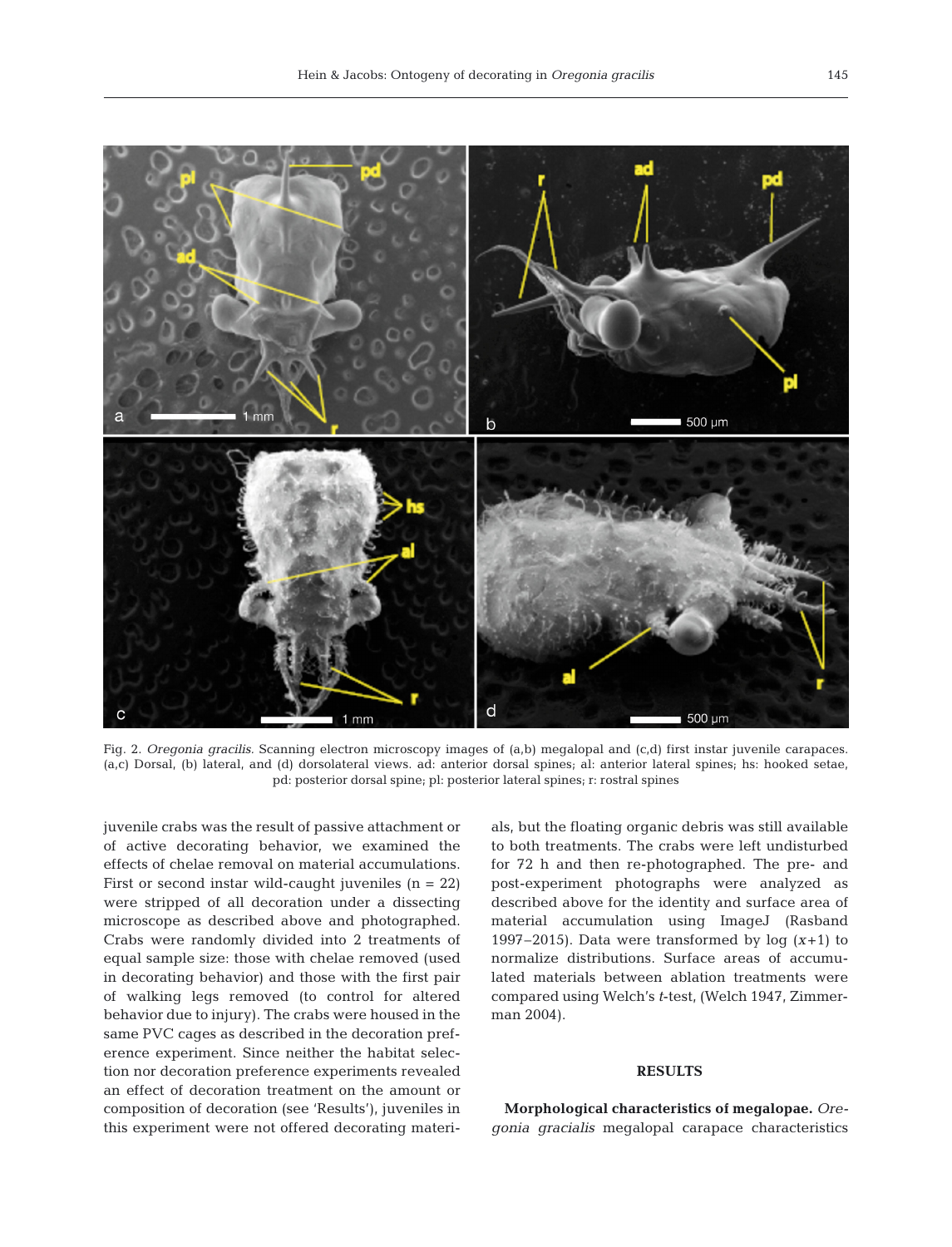Fig. 2. *Oregonia gracilis.* Scanning electron microscopy images of (a,b) megalopal and (c,d) first instar juvenile carapaces. (a,c) Dorsal, (b) lateral, and (d) dorsolateral views. ad: anterior dorsal spines; al: anterior lateral spines; hs: hooked setae, pd: posterior dorsal spine; pl: posterior lateral spines; r: rostral spines

juvenile crabs was the result of passive attachment or of active decorating behavior, we examined the effects of chelae removal on material accumulations. First or second instar wild-caught juveniles (n = 22) were stripped of all decoration under a dissecting microscope as described above and photographed. Crabs were randomly divided into 2 treatments of equal sample size: those with chelae removed (used in decorating behavior) and those with the first pair of walking legs removed (to control for altered behavior due to injury). The crabs were housed in the same PVC cages as described in the decoration preference experiment. Since neither the habitat selection nor decoration preference experiments revealed an effect of decoration treatment on the amount or composition of decoration (see 'Results'), juveniles in this experiment were not offered decorating materials, but the floating organic debris was still available to both treatments. The crabs were left undisturbed for 72 h and then re-photographed. The pre- and post-experiment photographs were analyzed as described above for the identity and surface area of material accumulation using ImageJ (Rasband 1997–2015). Data were transformed by log ($x$+1) to normalize distributions. Surface areas of accumulated materials between ablation treatments were compared using Welch's $t$-test, (Welch 1947, Zimmerman 2004).

## RESULTS

**Morphological characteristics of megalopae.** *Oregonia gracialis* megalopal carapace characteristics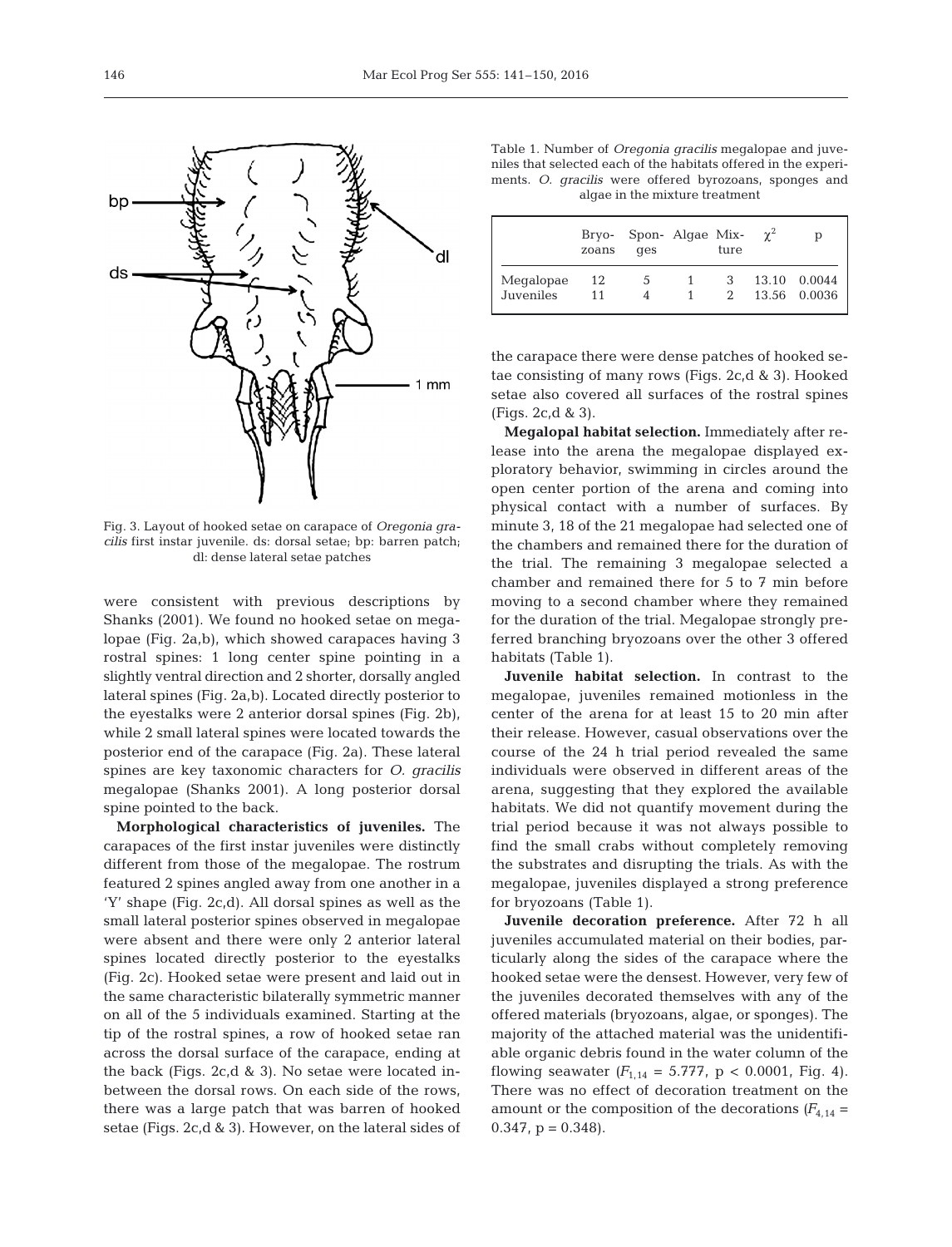Fig. 3. Layout of hooked setae on carapace of *Oregonia gracilis* first instar juvenile. ds: dorsal setae; bp: barren patch; dl: dense lateral setae patches

were consistent with previous descriptions by Shanks (2001). We found no hooked setae on megalopae (Fig. 2a,b), which showed carapaces having 3 rostral spines: 1 long center spine pointing in a slightly ventral direction and 2 shorter, dorsally angled lateral spines (Fig. 2a,b). Located directly posterior to the eyestalks were 2 anterior dorsal spines (Fig. 2b), while 2 small lateral spines were located towards the posterior end of the carapace (Fig. 2a). These lateral spines are key taxonomic characters for *O. gracilis* megalopae (Shanks 2001). A long posterior dorsal spine pointed to the back.

**Morphological characteristics of juveniles.** The carapaces of the first instar juveniles were distinctly different from those of the megalopae. The rostrum featured 2 spines angled away from one another in a 'Y' shape (Fig. 2c,d). All dorsal spines as well as the small lateral posterior spines observed in megalopae were absent and there were only 2 anterior lateral spines located directly posterior to the eyestalks (Fig. 2c). Hooked setae were present and laid out in the same characteristic bilaterally symmetric manner on all of the 5 individuals examined. Starting at the tip of the rostral spines, a row of hooked setae ran across the dorsal surface of the carapace, ending at the back (Figs. 2c,d & 3). No setae were located in-between the dorsal rows. On each side of the rows, there was a large patch that was barren of hooked setae (Figs. 2c,d & 3). However, on the lateral sides of the carapace there were dense patches of hooked setae consisting of many rows (Figs. 2c,d & 3). Hooked setae also covered all surfaces of the rostral spines (Figs. 2c,d & 3).

Table 1. Number of *Oregonia gracilis* megalopae and juveniles that selected each of the habitats offered in the experiments. *O. gracilis* were offered byrozoans, sponges and algae in the mixture treatment

| | Bryozoans | Sponges | Algae | Mixture | $\chi^2$ | p |
|---|---|---|---|---|---|---|
| Megalopae | 12 | 5 | 1 | 3 | 13.10 | 0.0044 |
| Juveniles | 11 | 4 | 1 | 2 | 13.56 | 0.0036 |

**Megalopal habitat selection.** Immediately after release into the arena the megalopae displayed exploratory behavior, swimming in circles around the open center portion of the arena and coming into physical contact with a number of surfaces. By minute 3, 18 of the 21 megalopae had selected one of the chambers and remained there for the duration of the trial. The remaining 3 megalopae selected a chamber and remained there for 5 to 7 min before moving to a second chamber where they remained for the duration of the trial. Megalopae strongly preferred branching bryozoans over the other 3 offered habitats (Table 1).

**Juvenile habitat selection.** In contrast to the megalopae, juveniles remained motionless in the center of the arena for at least 15 to 20 min after their release. However, casual observations over the course of the 24 h trial period revealed the same individuals were observed in different areas of the arena, suggesting that they explored the available habitats. We did not quantify movement during the trial period because it was not always possible to find the small crabs without completely removing the substrates and disrupting the trials. As with the megalopae, juveniles displayed a strong preference for bryozoans (Table 1).

**Juvenile decoration preference.** After 72 h all juveniles accumulated material on their bodies, particularly along the sides of the carapace where the hooked setae were the densest. However, very few of the juveniles decorated themselves with any of the offered materials (bryozoans, algae, or sponges). The majority of the attached material was the unidentifiable organic debris found in the water column of the flowing seawater ($F_{1,14}$ = 5.777, $p < 0.0001$, Fig. 4). There was no effect of decoration treatment on the amount or the composition of the decorations ($F_{4,14}$ = 0.347, $p = 0.348$).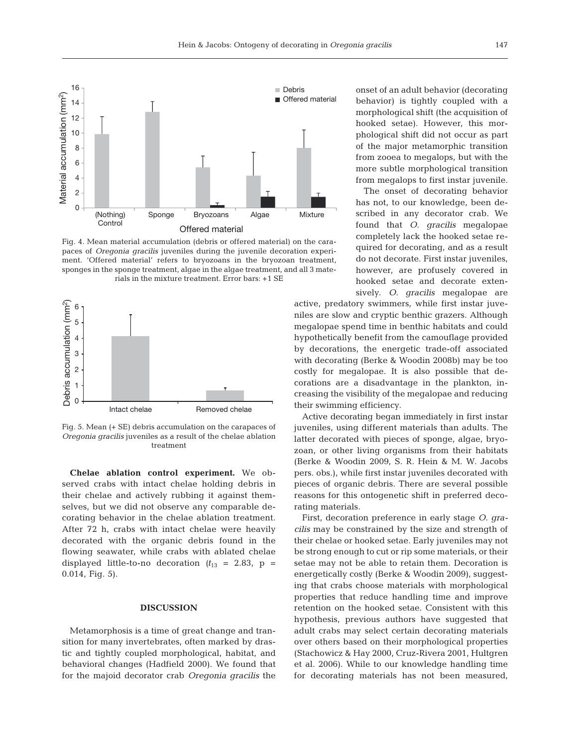Fig. 4. Mean material accumulation (debris or offered material) on the carapaces of *Oregonia gracilis* juveniles during the juvenile decoration experiment. 'Offered material' refers to bryozoans in the bryozoan treatment, sponges in the sponge treatment, algae in the algae treatment, and all 3 materials in the mixture treatment. Error bars: +1 SE

Fig. 5. Mean (+ SE) debris accumulation on the carapaces of *Oregonia gracilis* juveniles as a result of the chelae ablation treatment

**Chelae ablation control experiment.** We observed crabs with intact chelae holding debris in their chelae and actively rubbing it against themselves, but we did not observe any comparable decorating behavior in the chelae ablation treatment. After 72 h, crabs with intact chelae were heavily decorated with the organic debris found in the flowing seawater, while crabs with ablated chelae displayed little-to-no decoration ($t_{13}$ = 2.83, p = 0.014, Fig. 5).

## DISCUSSION

Metamorphosis is a time of great change and transition for many invertebrates, often marked by drastic and tightly coupled morphological, habitat, and behavioral changes (Hadfield 2000). We found that for the majoid decorator crab *Oregonia gracilis* the onset of an adult behavior (decorating behavior) is tightly coupled with a morphological shift (the acquisition of hooked setae). However, this morphological shift did not occur as part of the major metamorphic transition from zooea to megalops, but with the more subtle morphological transition from megalops to first instar juvenile.

The onset of decorating behavior has not, to our knowledge, been described in any decorator crab. We found that *O. gracilis* megalopae completely lack the hooked setae required for decorating, and as a result do not decorate. First instar juveniles, however, are profusely covered in hooked setae and decorate extensively. *O. gracilis* megalopae are active, predatory swimmers, while first instar juveniles are slow and cryptic benthic grazers. Although megalopae spend time in benthic habitats and could hypothetically benefit from the camouflage provided by decorations, the energetic trade-off associated with decorating (Berke & Woodin 2008b) may be too costly for megalopae. It is also possible that decorations are a disadvantage in the plankton, increasing the visibility of the megalopae and reducing their swimming efficiency.

Active decorating began immediately in first instar juveniles, using different materials than adults. The latter decorated with pieces of sponge, algae, bryozoan, or other living organisms from their habitats (Berke & Woodin 2009, S. R. Hein & M. W. Jacobs pers. obs.), while first instar juveniles decorated with pieces of organic debris. There are several possible reasons for this ontogenetic shift in preferred decorating materials.

First, decoration preference in early stage *O. gracilis* may be constrained by the size and strength of their chelae or hooked setae. Early juveniles may not be strong enough to cut or rip some materials, or their setae may not be able to retain them. Decoration is energetically costly (Berke & Woodin 2009), suggesting that crabs choose materials with morphological properties that reduce handling time and improve retention on the hooked setae. Consistent with this hypothesis, previous authors have suggested that adult crabs may select certain decorating materials over others based on their morphological properties (Stachowicz & Hay 2000, Cruz-Rivera 2001, Hultgren et al. 2006). While to our knowledge handling time for decorating materials has not been measured,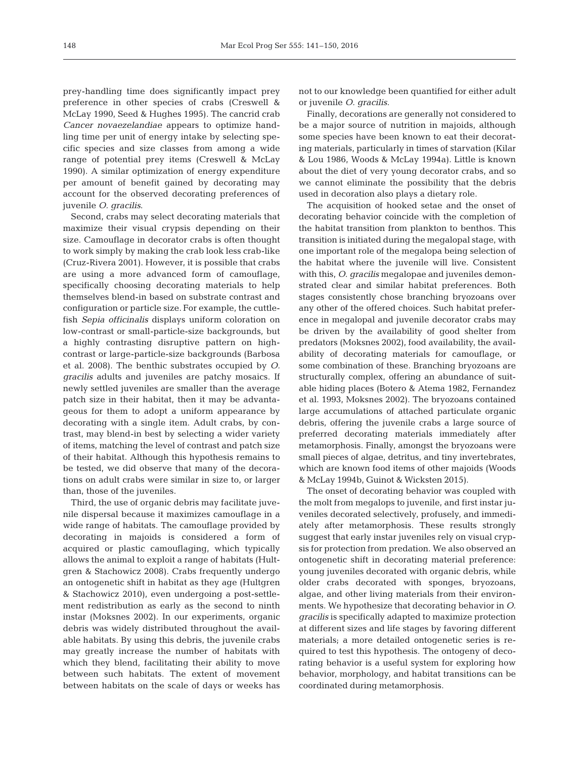prey-handling time does significantly impact prey preference in other species of crabs (Creswell & McLay 1990, Seed & Hughes 1995). The cancrid crab *Cancer novaezelandiae* appears to optimize handling time per unit of energy intake by selecting specific species and size classes from among a wide range of potential prey items (Creswell & McLay 1990). A similar optimization of energy expenditure per amount of benefit gained by decorating may account for the observed decorating preferences of juvenile *O. gracilis*.

Second, crabs may select decorating materials that maximize their visual crypsis depending on their size. Camouflage in decorator crabs is often thought to work simply by making the crab look less crab-like (Cruz-Rivera 2001). However, it is possible that crabs are using a more advanced form of camouflage, specifically choosing decorating materials to help themselves blend-in based on substrate contrast and configuration or particle size. For example, the cuttlefish *Sepia officinalis* displays uniform coloration on low-contrast or small-particle-size backgrounds, but a highly contrasting disruptive pattern on high-contrast or large-particle-size backgrounds (Barbosa et al. 2008). The benthic substrates occupied by *O. gracilis* adults and juveniles are patchy mosaics. If newly settled juveniles are smaller than the average patch size in their habitat, then it may be advantageous for them to adopt a uniform appearance by decorating with a single item. Adult crabs, by contrast, may blend-in best by selecting a wider variety of items, matching the level of contrast and patch size of their habitat. Although this hypothesis remains to be tested, we did observe that many of the decorations on adult crabs were similar in size to, or larger than, those of the juveniles.

Third, the use of organic debris may facilitate juvenile dispersal because it maximizes camouflage in a wide range of habitats. The camouflage provided by decorating in majoids is considered a form of acquired or plastic camouflaging, which typically allows the animal to exploit a range of habitats (Hultgren & Stachowicz 2008). Crabs frequently undergo an ontogenetic shift in habitat as they age (Hultgren & Stachowicz 2010), even undergoing a post-settlement redistribution as early as the second to ninth instar (Moksnes 2002). In our experiments, organic debris was widely distributed throughout the available habitats. By using this debris, the juvenile crabs may greatly increase the number of habitats with which they blend, facilitating their ability to move between such habitats. The extent of movement between habitats on the scale of days or weeks has not to our knowledge been quantified for either adult or juvenile *O. gracilis*.

Finally, decorations are generally not considered to be a major source of nutrition in majoids, although some species have been known to eat their decorating materials, particularly in times of starvation (Kilar & Lou 1986, Woods & McLay 1994a). Little is known about the diet of very young decorator crabs, and so we cannot eliminate the possibility that the debris used in decoration also plays a dietary role.

The acquisition of hooked setae and the onset of decorating behavior coincide with the completion of the habitat transition from plankton to benthos. This transition is initiated during the megalopal stage, with one important role of the megalopa being selection of the habitat where the juvenile will live. Consistent with this, *O. gracilis* megalopae and juveniles demonstrated clear and similar habitat preferences. Both stages consistently chose branching bryozoans over any other of the offered choices. Such habitat preference in megalopal and juvenile decorator crabs may be driven by the availability of good shelter from predators (Moksnes 2002), food availability, the availability of decorating materials for camouflage, or some combination of these. Branching bryozoans are structurally complex, offering an abundance of suitable hiding places (Botero & Atema 1982, Fernandez et al. 1993, Moksnes 2002). The bryozoans contained large accumulations of attached particulate organic debris, offering the juvenile crabs a large source of preferred decorating materials immediately after metamorphosis. Finally, amongst the bryozoans were small pieces of algae, detritus, and tiny invertebrates, which are known food items of other majoids (Woods & McLay 1994b, Guinot & Wicksten 2015).

The onset of decorating behavior was coupled with the molt from megalops to juvenile, and first instar juveniles decorated selectively, profusely, and immediately after metamorphosis. These results strongly suggest that early instar juveniles rely on visual crypsis for protection from predation. We also observed an ontogenetic shift in decorating material preference: young juveniles decorated with organic debris, while older crabs decorated with sponges, bryozoans, algae, and other living materials from their environments. We hypothesize that decorating behavior in *O. gracilis* is specifically adapted to maximize protection at different sizes and life stages by favoring different materials; a more detailed ontogenetic series is required to test this hypothesis. The ontogeny of decorating behavior is a useful system for exploring how behavior, morphology, and habitat transitions can be coordinated during metamorphosis.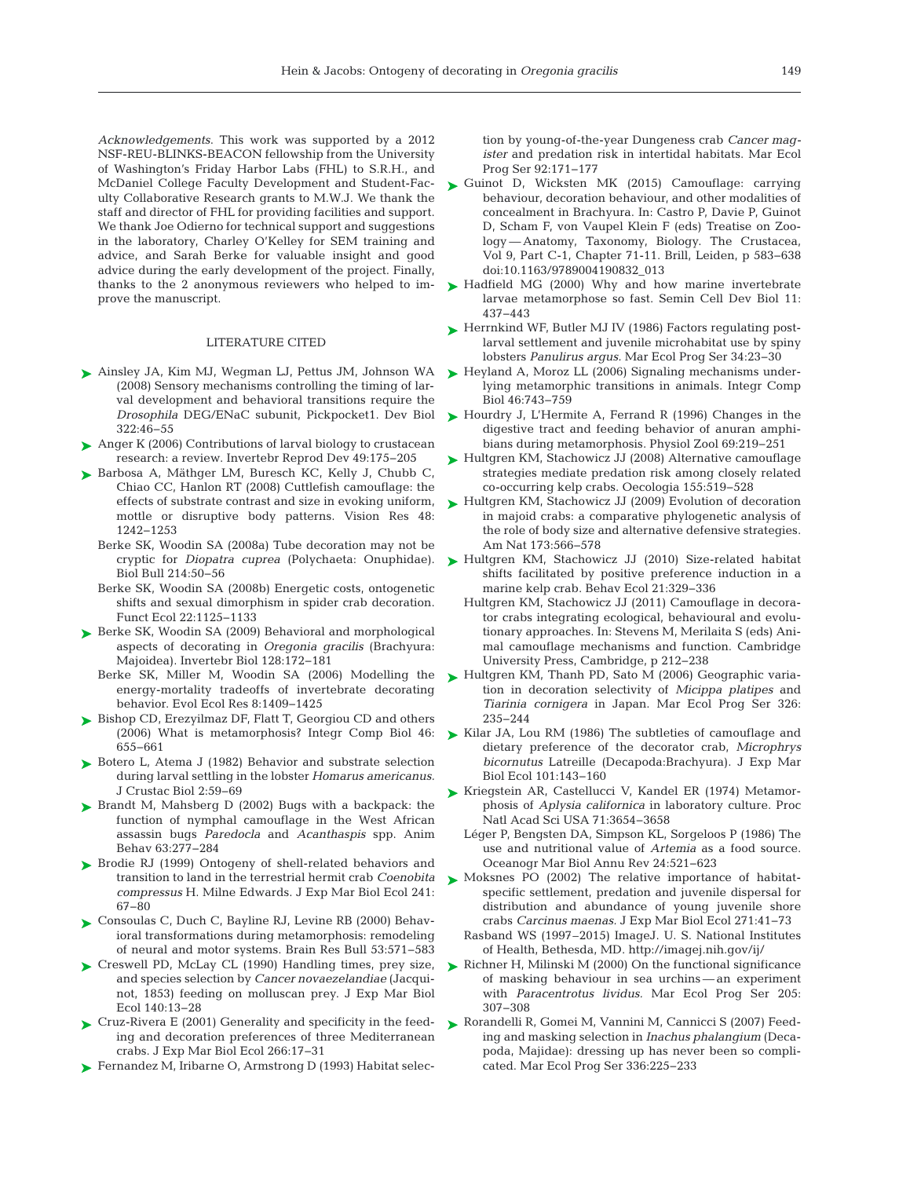*Acknowledgements*. This work was supported by a 2012 NSF-REU-BLINKS-BEACON fellowship from the University of Washington's Friday Harbor Labs (FHL) to S.R.H., and McDaniel College Faculty Development and Student-Faculty Collaborative Research grants to M.W.J. We thank the staff and director of FHL for providing facilities and support. We thank Joe Odierno for technical support and suggestions in the laboratory, Charley O'Kelley for SEM training and advice, and Sarah Berke for valuable insight and good advice during the early development of the project. Finally, thanks to the 2 anonymous reviewers who helped to improve the manuscript.

## LITERATURE CITED

Ainsley JA, Kim MJ, Wegman LJ, Pettus JM, Johnson WA (2008) Sensory mechanisms controlling the timing of larval development and behavioral transitions require the *Drosophila* DEG/ENaC subunit, Pickpocket1. Dev Biol 322:46–55

Anger K (2006) Contributions of larval biology to crustacean research: a review. Invertebr Reprod Dev 49:175–205

Barbosa A, Mäthger LM, Buresch KC, Kelly J, Chubb C, Chiao CC, Hanlon RT (2008) Cuttlefish camouflage: the effects of substrate contrast and size in evoking uniform, mottle or disruptive body patterns. Vision Res 48: 1242–1253

Berke SK, Woodin SA (2008a) Tube decoration may not be cryptic for *Diopatra cuprea* (Polychaeta: Onuphidae). Biol Bull 214:50–56

Berke SK, Woodin SA (2008b) Energetic costs, ontogenetic shifts and sexual dimorphism in spider crab decoration. Funct Ecol 22:1125–1133

Berke SK, Woodin SA (2009) Behavioral and morphological aspects of decorating in *Oregonia gracilis* (Brachyura: Majoidea). Invertebr Biol 128:172–181

Berke SK, Miller M, Woodin SA (2006) Modelling the energy-mortality tradeoffs of invertebrate decorating behavior. Evol Ecol Res 8:1409–1425

Bishop CD, Erezyilmaz DF, Flatt T, Georgiou CD and others (2006) What is metamorphosis? Integr Comp Biol 46: 655–661

Botero L, Atema J (1982) Behavior and substrate selection during larval settling in the lobster *Homarus americanus*. J Crustac Biol 2:59–69

Brandt M, Mahsberg D (2002) Bugs with a backpack: the function of nymphal camouflage in the West African assassin bugs *Paredocla* and *Acanthaspis* spp. Anim Behav 63:277–284

Brodie RJ (1999) Ontogeny of shell-related behaviors and transition to land in the terrestrial hermit crab *Coenobita compressus* H. Milne Edwards. J Exp Mar Biol Ecol 241: 67–80

Consoulas C, Duch C, Bayline RJ, Levine RB (2000) Behavioral transformations during metamorphosis: remodeling of neural and motor systems. Brain Res Bull 53:571–583

Creswell PD, McLay CL (1990) Handling times, prey size, and species selection by *Cancer novaezelandiae* (Jacquinot, 1853) feeding on molluscan prey. J Exp Mar Biol Ecol 140:13–28

Cruz-Rivera E (2001) Generality and specificity in the feeding and decoration preferences of three Mediterranean crabs. J Exp Mar Biol Ecol 266:17–31

Fernandez M, Iribarne O, Armstrong D (1993) Habitat selection by young-of-the-year Dungeness crab *Cancer magister* and predation risk in intertidal habitats. Mar Ecol Prog Ser 92:171–177

Guinot D, Wicksten MK (2015) Camouflage: carrying behaviour, decoration behaviour, and other modalities of concealment in Brachyura. In: Castro P, Davie P, Guinot D, Scham F, von Vaupel Klein F (eds) Treatise on Zoology — Anatomy, Taxonomy, Biology. The Crustacea, Vol 9, Part C-1, Chapter 71-11. Brill, Leiden, p 583–638 doi:10.1163/9789004190832_013

Hadfield MG (2000) Why and how marine invertebrate larvae metamorphose so fast. Semin Cell Dev Biol 11: 437–443

Herrnkind WF, Butler MJ IV (1986) Factors regulating postlarval settlement and juvenile microhabitat use by spiny lobsters *Panulirus argus*. Mar Ecol Prog Ser 34:23–30

Heyland A, Moroz LL (2006) Signaling mechanisms underlying metamorphic transitions in animals. Integr Comp Biol 46:743–759

Hourdry J, L'Hermite A, Ferrand R (1996) Changes in the digestive tract and feeding behavior of anuran amphibians during metamorphosis. Physiol Zool 69:219–251

Hultgren KM, Stachowicz JJ (2008) Alternative camouflage strategies mediate predation risk among closely related co-occurring kelp crabs. Oecologia 155:519–528

Hultgren KM, Stachowicz JJ (2009) Evolution of decoration in majoid crabs: a comparative phylogenetic analysis of the role of body size and alternative defensive strategies. Am Nat 173:566–578

Hultgren KM, Stachowicz JJ (2010) Size-related habitat shifts facilitated by positive preference induction in a marine kelp crab. Behav Ecol 21:329–336

Hultgren KM, Stachowicz JJ (2011) Camouflage in decorator crabs integrating ecological, behavioural and evolutionary approaches. In: Stevens M, Merilaita S (eds) Animal camouflage mechanisms and function. Cambridge University Press, Cambridge, p 212–238

Hultgren KM, Thanh PD, Sato M (2006) Geographic variation in decoration selectivity of *Micippa platipes* and *Tiarinia cornigera* in Japan. Mar Ecol Prog Ser 326: 235–244

Kilar JA, Lou RM (1986) The subtleties of camouflage and dietary preference of the decorator crab, *Microphrys bicornutus* Latreille (Decapoda:Brachyura). J Exp Mar Biol Ecol 101:143–160

Kriegstein AR, Castellucci V, Kandel ER (1974) Metamorphosis of *Aplysia californica* in laboratory culture. Proc Natl Acad Sci USA 71:3654–3658

Léger P, Bengsten DA, Simpson KL, Sorgeloos P (1986) The use and nutritional value of *Artemia* as a food source. Oceanogr Mar Biol Annu Rev 24:521–623

Moksnes PO (2002) The relative importance of habitat-specific settlement, predation and juvenile dispersal for distribution and abundance of young juvenile shore crabs *Carcinus maenas*. J Exp Mar Biol Ecol 271:41–73

Rasband WS (1997–2015) ImageJ. U. S. National Institutes of Health, Bethesda, MD. http://imagej.nih.gov/ij/

Richner H, Milinski M (2000) On the functional significance of masking behaviour in sea urchins — an experiment with *Paracentrotus lividus*. Mar Ecol Prog Ser 205: 307–308

Rorandelli R, Gomei M, Vannini M, Cannicci S (2007) Feeding and masking selection in *Inachus phalangium* (Decapoda, Majidae): dressing up has never been so complicated. Mar Ecol Prog Ser 336:225–233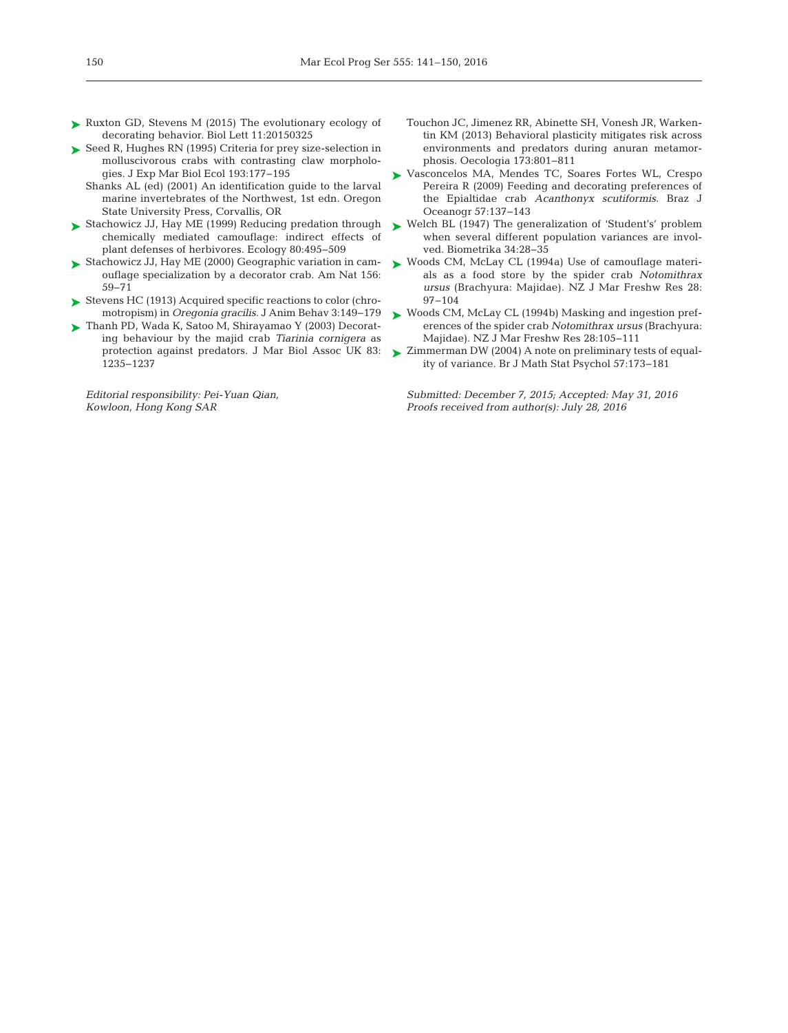- Ruxton GD, Stevens M (2015) The evolutionary ecology of decorating behavior. Biol Lett 11:20150325
- Seed R, Hughes RN (1995) Criteria for prey size-selection in molluscivorous crabs with contrasting claw morphologies. J Exp Mar Biol Ecol 193:177−195
- Shanks AL (ed) (2001) An identification guide to the larval marine invertebrates of the Northwest, 1st edn. Oregon State University Press, Corvallis, OR
- Stachowicz JJ, Hay ME (1999) Reducing predation through chemically mediated camouflage: indirect effects of plant defenses of herbivores. Ecology 80:495−509
- Stachowicz JJ, Hay ME (2000) Geographic variation in camouflage specialization by a decorator crab. Am Nat 156: 59−71
- Stevens HC (1913) Acquired specific reactions to color (chromotropism) in *Oregonia gracilis*. J Anim Behav 3:149−179
- Thanh PD, Wada K, Satoo M, Shirayamao Y (2003) Decorating behaviour by the majid crab *Tiarinia cornigera* as protection against predators. J Mar Biol Assoc UK 83: 1235−1237
- Touchon JC, Jimenez RR, Abinette SH, Vonesh JR, Warkentin KM (2013) Behavioral plasticity mitigates risk across environments and predators during anuran metamorphosis. Oecologia 173:801−811
- Vasconcelos MA, Mendes TC, Soares Fortes WL, Crespo Pereira R (2009) Feeding and decorating preferences of the Epialtidae crab *Acanthonyx scutiformis*. Braz J Oceanogr 57:137−143
- Welch BL (1947) The generalization of 'Student's' problem when several different population variances are involved. Biometrika 34:28−35
- Woods CM, McLay CL (1994a) Use of camouflage materials as a food store by the spider crab *Notomithrax ursus* (Brachyura: Majidae). NZ J Mar Freshw Res 28: 97−104
- Woods CM, McLay CL (1994b) Masking and ingestion preferences of the spider crab *Notomithrax ursus* (Brachyura: Majidae). NZ J Mar Freshw Res 28:105−111
- Zimmerman DW (2004) A note on preliminary tests of equality of variance. Br J Math Stat Psychol 57:173−181

*Editorial responsibility: Pei-Yuan Qian, Kowloon, Hong Kong SAR*

*Submitted: December 7, 2015; Accepted: May 31, 2016*
*Proofs received from author(s): July 28, 2016*